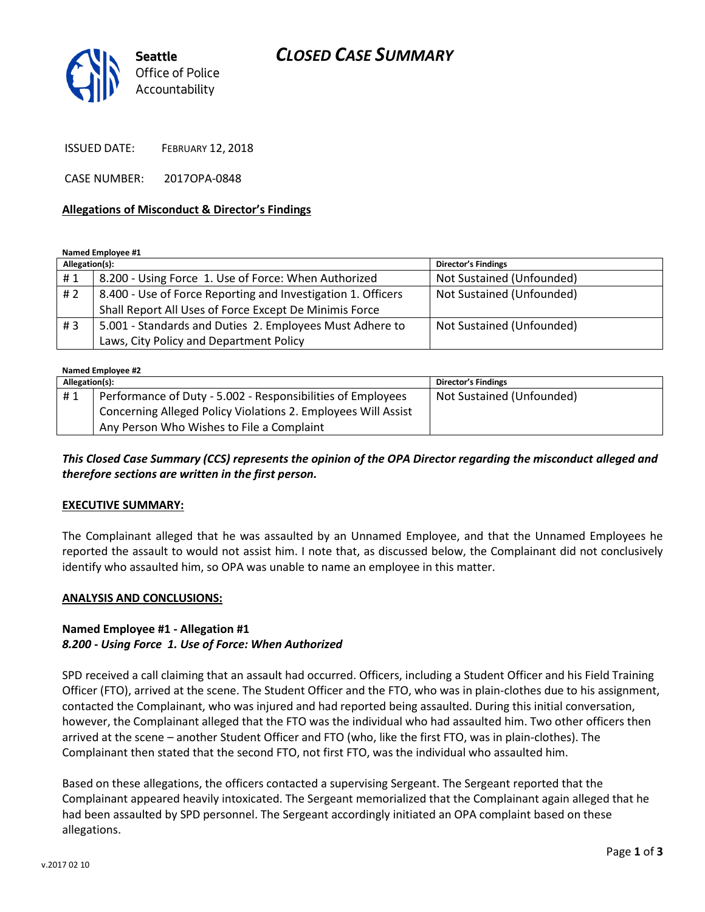Seattle Office of Police Accountability

# CLOSED CASE SUMMARY

ISSUED DATE: FEBRUARY 12, 2018

CASE NUMBER: 2017OPA-0848

## Allegations of Misconduct & Director's Findings

**Named Employee #1**

| Allegation(s): | | Director's Findings |
|---|---|---|
| # 1 | 8.200 - Using Force 1. Use of Force: When Authorized | Not Sustained (Unfounded) |
| # 2 | 8.400 - Use of Force Reporting and Investigation 1. Officers Shall Report All Uses of Force Except De Minimis Force | Not Sustained (Unfounded) |
| # 3 | 5.001 - Standards and Duties 2. Employees Must Adhere to Laws, City Policy and Department Policy | Not Sustained (Unfounded) |

**Named Employee #2**

| Allegation(s): | | Director's Findings |
|---|---|---|
| # 1 | Performance of Duty - 5.002 - Responsibilities of Employees Concerning Alleged Policy Violations 2. Employees Will Assist Any Person Who Wishes to File a Complaint | Not Sustained (Unfounded) |

***This Closed Case Summary (CCS) represents the opinion of the OPA Director regarding the misconduct alleged and therefore sections are written in the first person.***

**EXECUTIVE SUMMARY:**

The Complainant alleged that he was assaulted by an Unnamed Employee, and that the Unnamed Employees he reported the assault to would not assist him. I note that, as discussed below, the Complainant did not conclusively identify who assaulted him, so OPA was unable to name an employee in this matter.

**ANALYSIS AND CONCLUSIONS:**

**Named Employee #1 - Allegation #1**
***8.200 - Using Force 1. Use of Force: When Authorized***

SPD received a call claiming that an assault had occurred. Officers, including a Student Officer and his Field Training Officer (FTO), arrived at the scene. The Student Officer and the FTO, who was in plain-clothes due to his assignment, contacted the Complainant, who was injured and had reported being assaulted. During this initial conversation, however, the Complainant alleged that the FTO was the individual who had assaulted him. Two other officers then arrived at the scene – another Student Officer and FTO (who, like the first FTO, was in plain-clothes). The Complainant then stated that the second FTO, not first FTO, was the individual who assaulted him.

Based on these allegations, the officers contacted a supervising Sergeant. The Sergeant reported that the Complainant appeared heavily intoxicated. The Sergeant memorialized that the Complainant again alleged that he had been assaulted by SPD personnel. The Sergeant accordingly initiated an OPA complaint based on these allegations.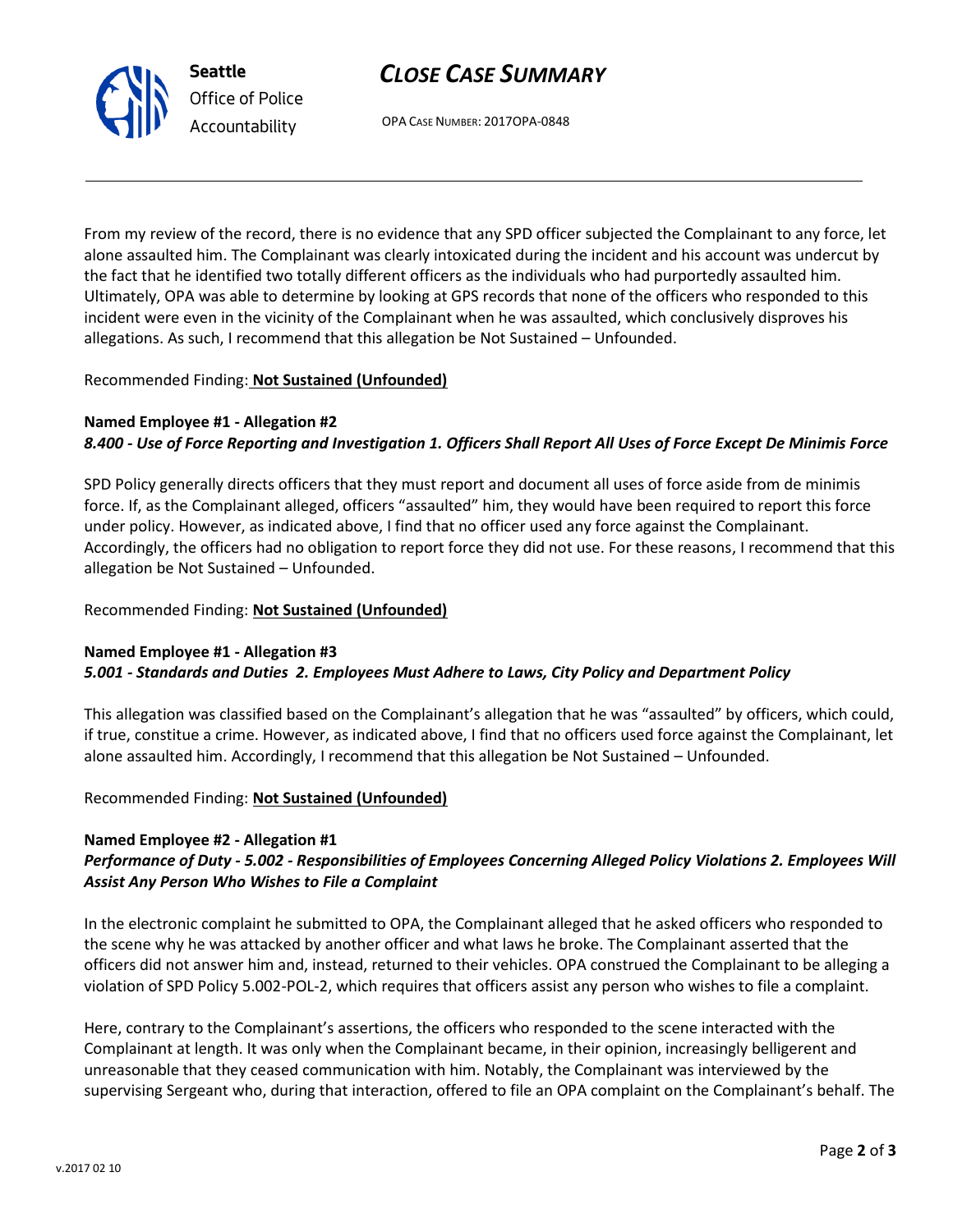From my review of the record, there is no evidence that any SPD officer subjected the Complainant to any force, let alone assaulted him. The Complainant was clearly intoxicated during the incident and his account was undercut by the fact that he identified two totally different officers as the individuals who had purportedly assaulted him. Ultimately, OPA was able to determine by looking at GPS records that none of the officers who responded to this incident were even in the vicinity of the Complainant when he was assaulted, which conclusively disproves his allegations. As such, I recommend that this allegation be Not Sustained – Unfounded.

Recommended Finding: **Not Sustained (Unfounded)**

**Named Employee #1 - Allegation #2**
***8.400 - Use of Force Reporting and Investigation 1. Officers Shall Report All Uses of Force Except De Minimis Force***

SPD Policy generally directs officers that they must report and document all uses of force aside from de minimis force. If, as the Complainant alleged, officers "assaulted" him, they would have been required to report this force under policy. However, as indicated above, I find that no officer used any force against the Complainant. Accordingly, the officers had no obligation to report force they did not use. For these reasons, I recommend that this allegation be Not Sustained – Unfounded.

Recommended Finding: **Not Sustained (Unfounded)**

**Named Employee #1 - Allegation #3**
***5.001 - Standards and Duties 2. Employees Must Adhere to Laws, City Policy and Department Policy***

This allegation was classified based on the Complainant's allegation that he was "assaulted" by officers, which could, if true, constitue a crime. However, as indicated above, I find that no officers used force against the Complainant, let alone assaulted him. Accordingly, I recommend that this allegation be Not Sustained – Unfounded.

Recommended Finding: **Not Sustained (Unfounded)**

**Named Employee #2 - Allegation #1**
***Performance of Duty - 5.002 - Responsibilities of Employees Concerning Alleged Policy Violations 2. Employees Will Assist Any Person Who Wishes to File a Complaint***

In the electronic complaint he submitted to OPA, the Complainant alleged that he asked officers who responded to the scene why he was attacked by another officer and what laws he broke. The Complainant asserted that the officers did not answer him and, instead, returned to their vehicles. OPA construed the Complainant to be alleging a violation of SPD Policy 5.002-POL-2, which requires that officers assist any person who wishes to file a complaint.

Here, contrary to the Complainant's assertions, the officers who responded to the scene interacted with the Complainant at length. It was only when the Complainant became, in their opinion, increasingly belligerent and unreasonable that they ceased communication with him. Notably, the Complainant was interviewed by the supervising Sergeant who, during that interaction, offered to file an OPA complaint on the Complainant's behalf. The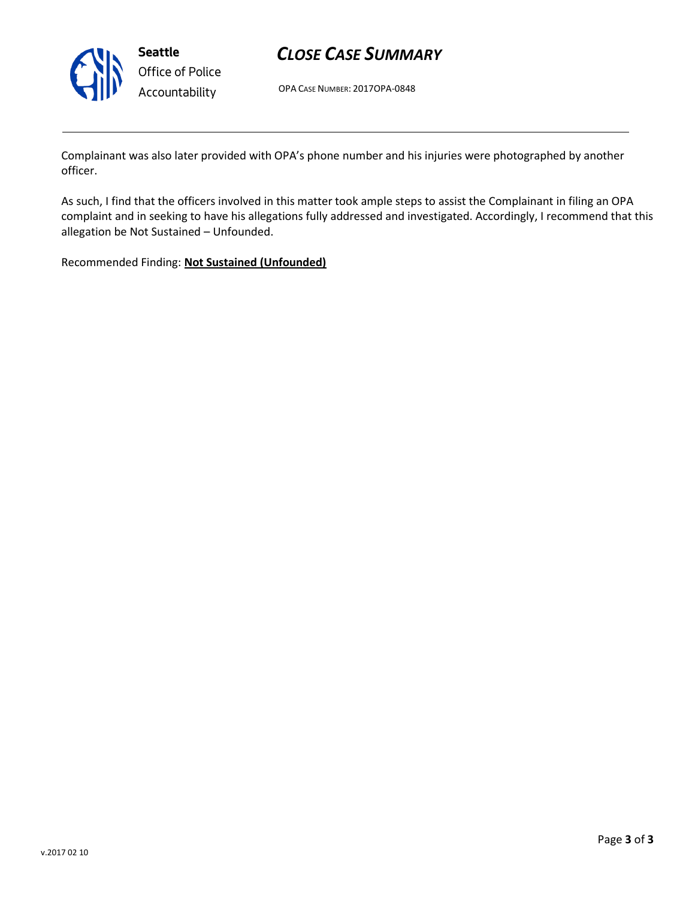Complainant was also later provided with OPA's phone number and his injuries were photographed by another officer.

As such, I find that the officers involved in this matter took ample steps to assist the Complainant in filing an OPA complaint and in seeking to have his allegations fully addressed and investigated. Accordingly, I recommend that this allegation be Not Sustained – Unfounded.

Recommended Finding: **Not Sustained (Unfounded)**